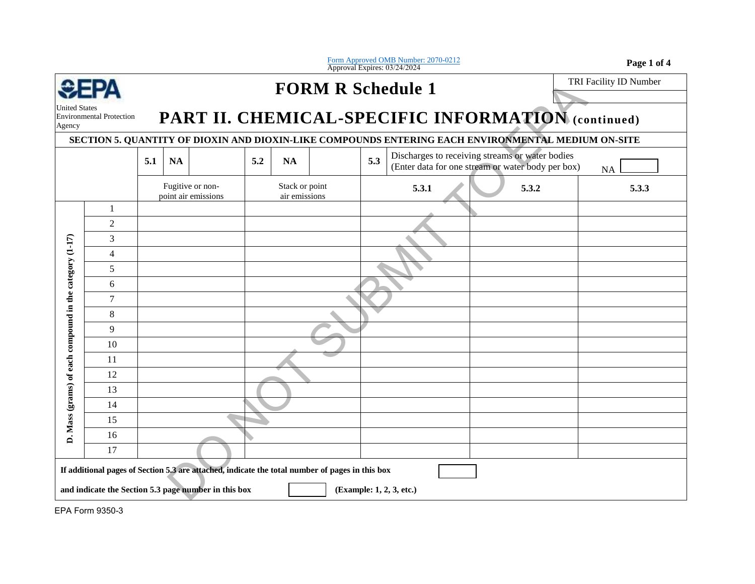Form Approved OMB Number: 2070-0212
Approval Expires: 03/24/2024

| **EPA** United States Environmental Protection Agency | **FORM R Schedule 1** | TRI Facility ID Number |
|---|---|---|

# PART II. CHEMICAL-SPECIFIC INFORMATION (continued)

DO NOT SUBMIT TO EPA

## SECTION 5. QUANTITY OF DIOXIN AND DIOXIN-LIKE COMPOUNDS ENTERING EACH ENVIRONMENTAL MEDIUM ON-SITE

| | | **5.1** NA | **5.2** NA | **5.3** Discharges to receiving streams or water bodies (Enter data for one stream or water body per box) NA | | |
|---|---|---|---|---|---|---|
| | | Fugitive or non-point air emissions | Stack or point air emissions | **5.3.1** | **5.3.2** | **5.3.3** |
| **D. Mass (grams) of each compound in the category (1-17)** | 1 | | | | | |
| | 2 | | | | | |
| | 3 | | | | | |
| | 4 | | | | | |
| | 5 | | | | | |
| | 6 | | | | | |
| | 7 | | | | | |
| | 8 | | | | | |
| | 9 | | | | | |
| | 10 | | | | | |
| | 11 | | | | | |
| | 12 | | | | | |
| | 13 | | | | | |
| | 14 | | | | | |
| | 15 | | | | | |
| | 16 | | | | | |
| | 17 | | | | | |

**If additional pages of Section 5.3 are attached, indicate the total number of pages in this box** ☐

**and indicate the Section 5.3 page number in this box** ☐ **(Example: 1, 2, 3, etc.)**

EPA Form 9350-3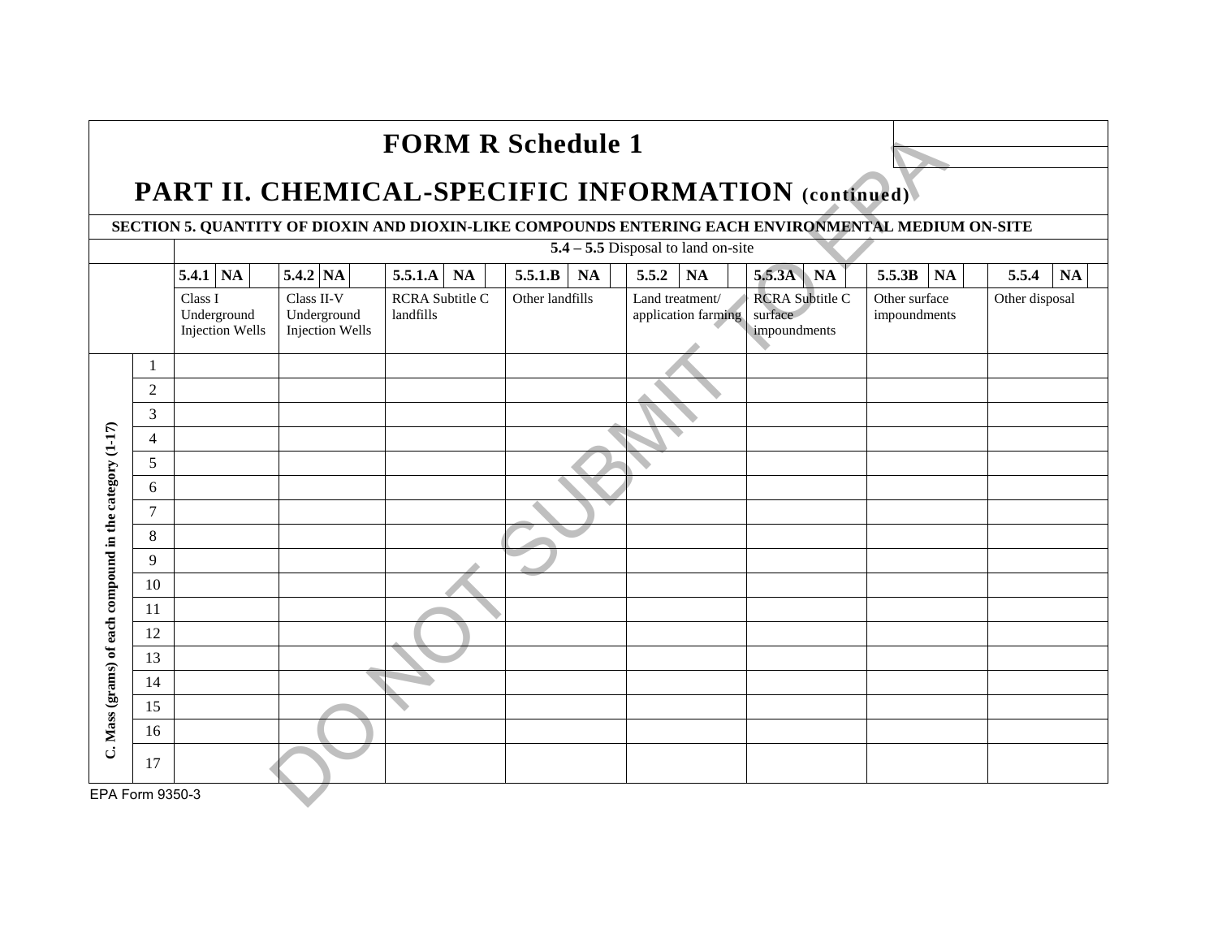# FORM R Schedule 1

## PART II. CHEMICAL-SPECIFIC INFORMATION (continued)

### SECTION 5. QUANTITY OF DIOXIN AND DIOXIN-LIKE COMPOUNDS ENTERING EACH ENVIRONMENTAL MEDIUM ON-SITE

DO NOT SUBMIT TO EPA

| | | **5.4 – 5.5** Disposal to land on-site | | | | | | | |
|---|---|---|---|---|---|---|---|---|---|
| | | **5.4.1** **NA** | **5.4.2** **NA** | **5.5.1.A** **NA** | **5.5.1.B** **NA** | **5.5.2** **NA** | **5.5.3A** **NA** | **5.5.3B** **NA** | **5.5.4** **NA** |
| | | Class I Underground Injection Wells | Class II-V Underground Injection Wells | RCRA Subtitle C landfills | Other landfills | Land treatment/ application farming | RCRA Subtitle C surface impoundments | Other surface impoundments | Other disposal |
| **C. Mass (grams) of each compound in the category (1-17)** | 1 | | | | | | | | |
| | 2 | | | | | | | | |
| | 3 | | | | | | | | |
| | 4 | | | | | | | | |
| | 5 | | | | | | | | |
| | 6 | | | | | | | | |
| | 7 | | | | | | | | |
| | 8 | | | | | | | | |
| | 9 | | | | | | | | |
| | 10 | | | | | | | | |
| | 11 | | | | | | | | |
| | 12 | | | | | | | | |
| | 13 | | | | | | | | |
| | 14 | | | | | | | | |
| | 15 | | | | | | | | |
| | 16 | | | | | | | | |
| | 17 | | | | | | | | |

EPA Form 9350-3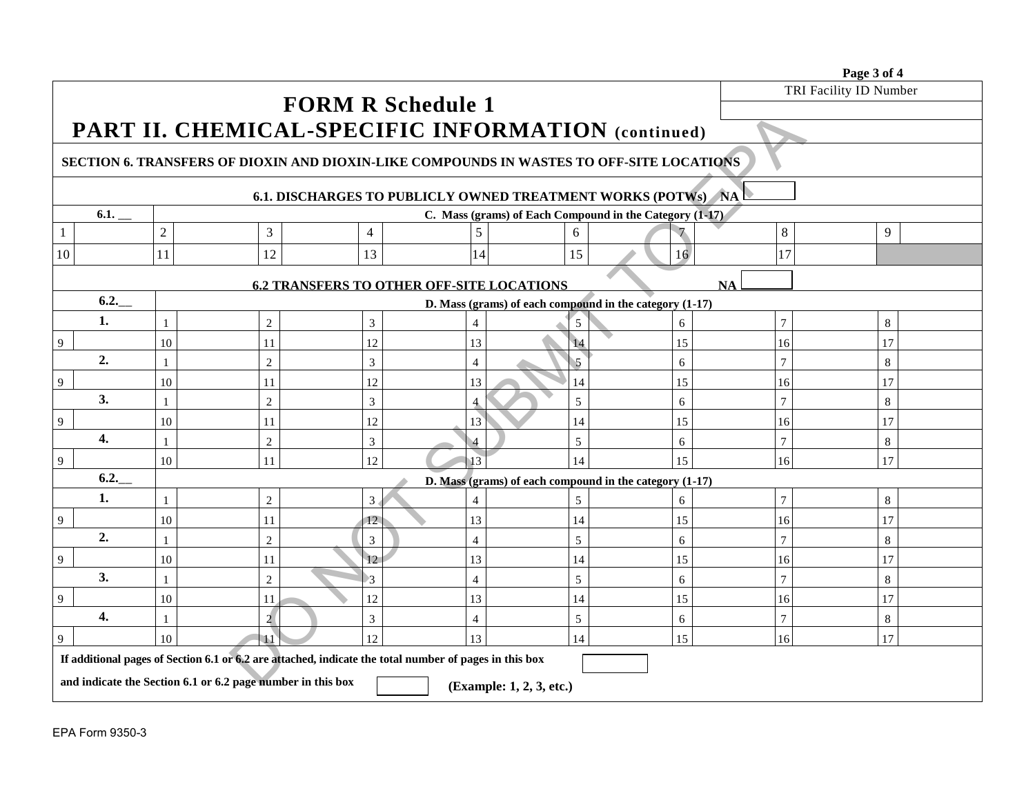TRI Facility ID Number

# FORM R Schedule 1

## PART II. CHEMICAL-SPECIFIC INFORMATION (continued)

**SECTION 6. TRANSFERS OF DIOXIN AND DIOXIN-LIKE COMPOUNDS IN WASTES TO OFF-SITE LOCATIONS**

**6.1. DISCHARGES TO PUBLICLY OWNED TREATMENT WORKS (POTWs)** NA ☐

| 6.1. __ | | | | | | | | | | | | | | | | | |
|---|---|---|---|---|---|---|---|---|---|---|---|---|---|---|---|---|---|
| **C. Mass (grams) of Each Compound in the Category (1-17)** | | | | | | | | | | | | | | | | | |
| 1 | | 2 | | 3 | | 4 | | 5 | | 6 | | 7 | | 8 | | 9 | |
| 10 | | 11 | | 12 | | 13 | | 14 | | 15 | | 16 | | 17 | | | |

**6.2 TRANSFERS TO OTHER OFF-SITE LOCATIONS** NA ☐

| 6.2.__ | | | | | | | | | | | | | | | | | |
|---|---|---|---|---|---|---|---|---|---|---|---|---|---|---|---|---|---|
| **D. Mass (grams) of each compound in the category (1-17)** | | | | | | | | | | | | | | | | | |
| **1.** | | 1 | | 2 | | 3 | | 4 | | 5 | | 6 | | 7 | | 8 | |
| 9 | | 10 | | 11 | | 12 | | 13 | | 14 | | 15 | | 16 | | 17 | |
| **2.** | | 1 | | 2 | | 3 | | 4 | | 5 | | 6 | | 7 | | 8 | |
| 9 | | 10 | | 11 | | 12 | | 13 | | 14 | | 15 | | 16 | | 17 | |
| **3.** | | 1 | | 2 | | 3 | | 4 | | 5 | | 6 | | 7 | | 8 | |
| 9 | | 10 | | 11 | | 12 | | 13 | | 14 | | 15 | | 16 | | 17 | |
| **4.** | | 1 | | 2 | | 3 | | 4 | | 5 | | 6 | | 7 | | 8 | |
| 9 | | 10 | | 11 | | 12 | | 13 | | 14 | | 15 | | 16 | | 17 | |

| 6.2.__ | | | | | | | | | | | | | | | | | |
|---|---|---|---|---|---|---|---|---|---|---|---|---|---|---|---|---|---|
| **D. Mass (grams) of each compound in the category (1-17)** | | | | | | | | | | | | | | | | | |
| **1.** | | 1 | | 2 | | 3 | | 4 | | 5 | | 6 | | 7 | | 8 | |
| 9 | | 10 | | 11 | | 12 | | 13 | | 14 | | 15 | | 16 | | 17 | |
| **2.** | | 1 | | 2 | | 3 | | 4 | | 5 | | 6 | | 7 | | 8 | |
| 9 | | 10 | | 11 | | 12 | | 13 | | 14 | | 15 | | 16 | | 17 | |
| **3.** | | 1 | | 2 | | 3 | | 4 | | 5 | | 6 | | 7 | | 8 | |
| 9 | | 10 | | 11 | | 12 | | 13 | | 14 | | 15 | | 16 | | 17 | |
| **4.** | | 1 | | 2 | | 3 | | 4 | | 5 | | 6 | | 7 | | 8 | |
| 9 | | 10 | | 11 | | 12 | | 13 | | 14 | | 15 | | 16 | | 17 | |

**If additional pages of Section 6.1 or 6.2 are attached, indicate the total number of pages in this box** ☐

**and indicate the Section 6.1 or 6.2 page number in this box** ☐ **(Example: 1, 2, 3, etc.)**

EPA Form 9350-3

DO NOT SUBMIT TO EPA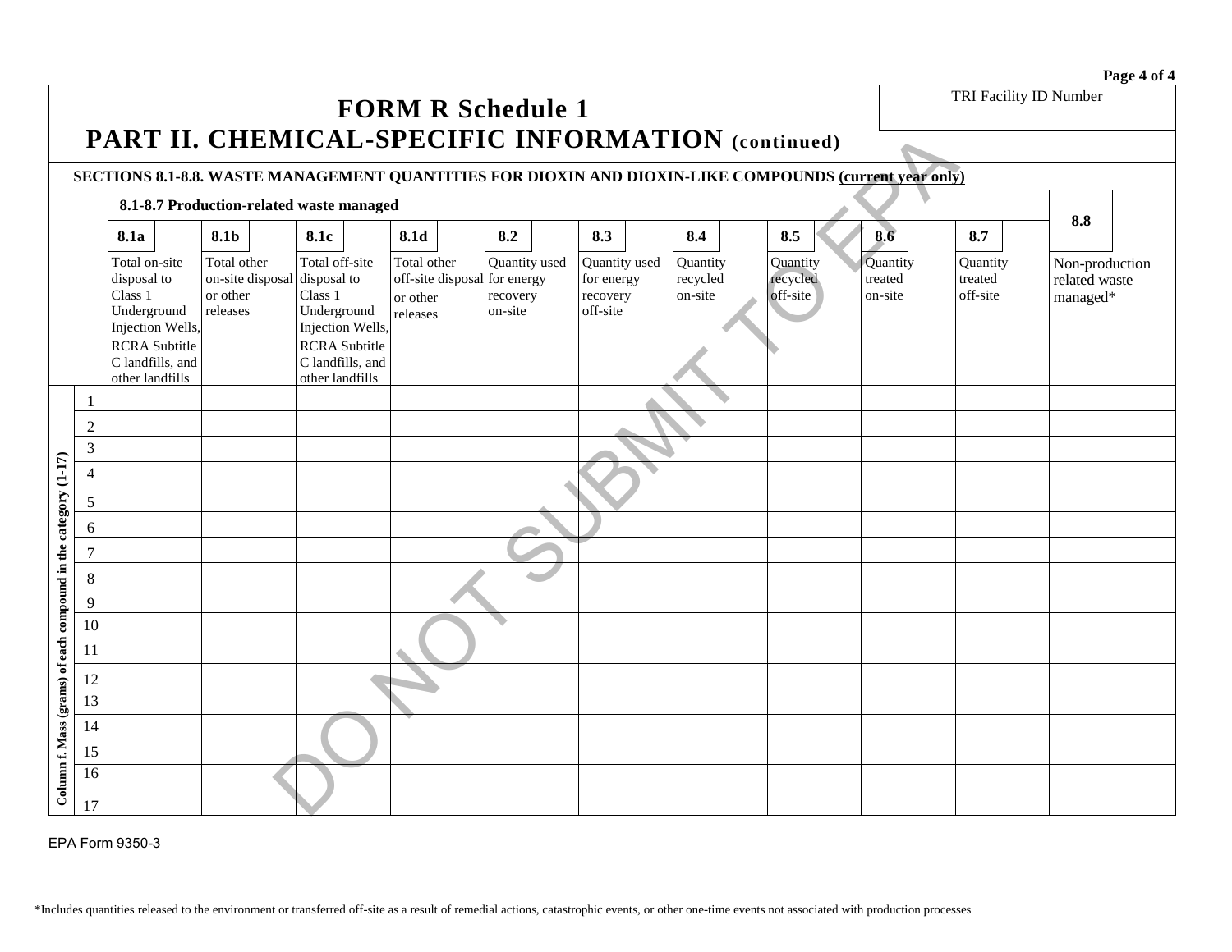TRI Facility ID Number

# FORM R Schedule 1

## PART II. CHEMICAL-SPECIFIC INFORMATION (continued)

**SECTIONS 8.1-8.8. WASTE MANAGEMENT QUANTITIES FOR DIOXIN AND DIOXIN-LIKE COMPOUNDS (current year only)**

| Column f. Mass (grams) of each compound in the category (1-17) | 8.1-8.7 Production-related waste managed | | | | | | | | | | | 8.8 |
|---|---|---|---|---|---|---|---|---|---|---|---|---|
| | | 8.1a | 8.1b | 8.1c | 8.1d | 8.2 | 8.3 | 8.4 | 8.5 | 8.6 | 8.7 | |
| | | Total on-site disposal to Class 1 Underground Injection Wells, RCRA Subtitle C landfills, and other landfills | Total other on-site disposal or other releases | Total off-site disposal to Class 1 Underground Injection Wells, RCRA Subtitle C landfills, and other landfills | Total other off-site disposal or other releases | Quantity used for energy recovery on-site | Quantity used for energy recovery off-site | Quantity recycled on-site | Quantity recycled off-site | Quantity treated on-site | Quantity treated off-site | Non-production related waste managed* |
| | 1 | | | | | | | | | | | |
| | 2 | | | | | | | | | | | |
| | 3 | | | | | | | | | | | |
| | 4 | | | | | | | | | | | |
| | 5 | | | | | | | | | | | |
| | 6 | | | | | | | | | | | |
| | 7 | | | | | | | | | | | |
| | 8 | | | | | | | | | | | |
| | 9 | | | | | | | | | | | |
| | 10 | | | | | | | | | | | |
| | 11 | | | | | | | | | | | |
| | 12 | | | | | | | | | | | |
| | 13 | | | | | | | | | | | |
| | 14 | | | | | | | | | | | |
| | 15 | | | | | | | | | | | |
| | 16 | | | | | | | | | | | |
| | 17 | | | | | | | | | | | |

DO NOT SUBMIT TO EPA

EPA Form 9350-3

*Includes quantities released to the environment or transferred off-site as a result of remedial actions, catastrophic events, or other one-time events not associated with production processes